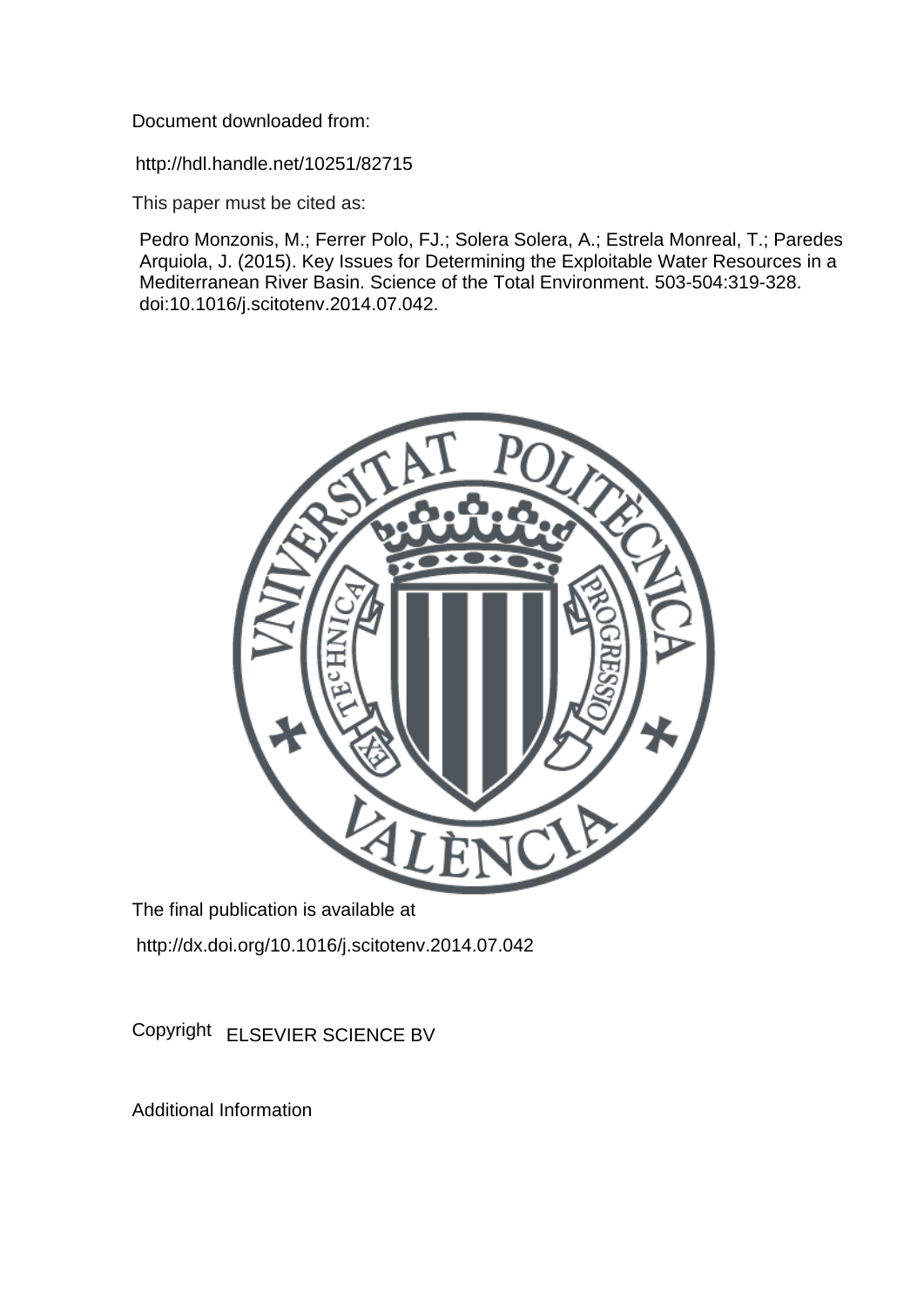Document downloaded from:

http://hdl.handle.net/10251/82715

This paper must be cited as:

Pedro Monzonis, M.; Ferrer Polo, FJ.; Solera Solera, A.; Estrela Monreal, T.; Paredes Arquiola, J. (2015). Key Issues for Determining the Exploitable Water Resources in a Mediterranean River Basin. Science of the Total Environment. 503-504:319-328. doi:10.1016/j.scitotenv.2014.07.042.

The final publication is available at

http://dx.doi.org/10.1016/j.scitotenv.2014.07.042

Copyright ELSEVIER SCIENCE BV

Additional Information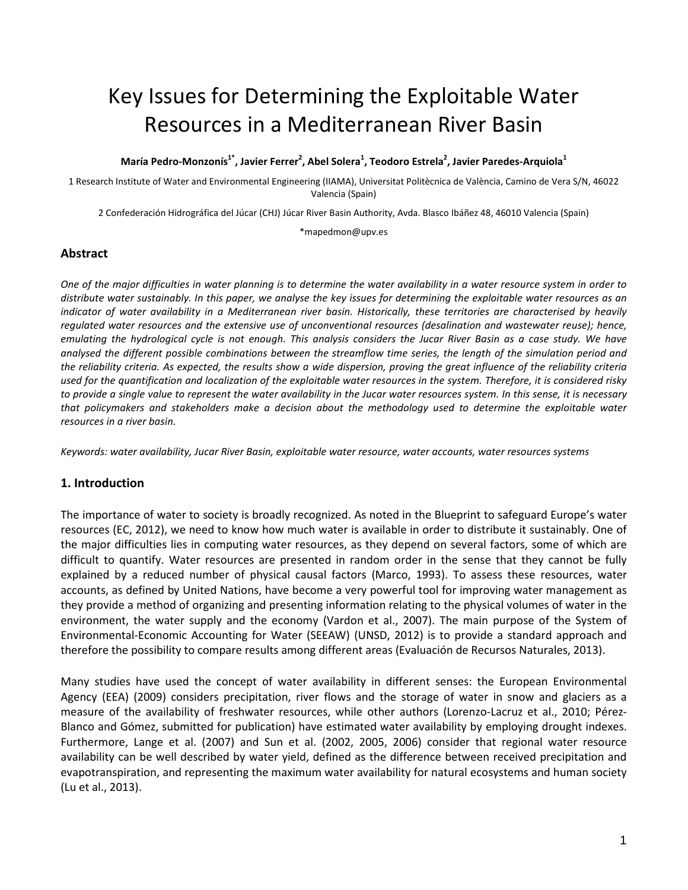# Key Issues for Determining the Exploitable Water Resources in a Mediterranean River Basin

**María Pedro-Monzonís[1*], Javier Ferrer[2], Abel Solera[1], Teodoro Estrela[2], Javier Paredes-Arquiola[1]**

1 Research Institute of Water and Environmental Engineering (IIAMA), Universitat Politècnica de València, Camino de Vera S/N, 46022 Valencia (Spain)

2 Confederación Hidrográfica del Júcar (CHJ) Júcar River Basin Authority, Avda. Blasco Ibáñez 48, 46010 Valencia (Spain)

*mapedmon@upv.es

## Abstract

*One of the major difficulties in water planning is to determine the water availability in a water resource system in order to distribute water sustainably. In this paper, we analyse the key issues for determining the exploitable water resources as an indicator of water availability in a Mediterranean river basin. Historically, these territories are characterised by heavily regulated water resources and the extensive use of unconventional resources (desalination and wastewater reuse); hence, emulating the hydrological cycle is not enough. This analysis considers the Jucar River Basin as a case study. We have analysed the different possible combinations between the streamflow time series, the length of the simulation period and the reliability criteria. As expected, the results show a wide dispersion, proving the great influence of the reliability criteria used for the quantification and localization of the exploitable water resources in the system. Therefore, it is considered risky to provide a single value to represent the water availability in the Jucar water resources system. In this sense, it is necessary that policymakers and stakeholders make a decision about the methodology used to determine the exploitable water resources in a river basin.*

*Keywords: water availability, Jucar River Basin, exploitable water resource, water accounts, water resources systems*

## 1. Introduction

The importance of water to society is broadly recognized. As noted in the Blueprint to safeguard Europe's water resources (EC, 2012), we need to know how much water is available in order to distribute it sustainably. One of the major difficulties lies in computing water resources, as they depend on several factors, some of which are difficult to quantify. Water resources are presented in random order in the sense that they cannot be fully explained by a reduced number of physical causal factors (Marco, 1993). To assess these resources, water accounts, as defined by United Nations, have become a very powerful tool for improving water management as they provide a method of organizing and presenting information relating to the physical volumes of water in the environment, the water supply and the economy (Vardon et al., 2007). The main purpose of the System of Environmental-Economic Accounting for Water (SEEAW) (UNSD, 2012) is to provide a standard approach and therefore the possibility to compare results among different areas (Evaluación de Recursos Naturales, 2013).

Many studies have used the concept of water availability in different senses: the European Environmental Agency (EEA) (2009) considers precipitation, river flows and the storage of water in snow and glaciers as a measure of the availability of freshwater resources, while other authors (Lorenzo-Lacruz et al., 2010; Pérez-Blanco and Gómez, submitted for publication) have estimated water availability by employing drought indexes. Furthermore, Lange et al. (2007) and Sun et al. (2002, 2005, 2006) consider that regional water resource availability can be well described by water yield, defined as the difference between received precipitation and evapotranspiration, and representing the maximum water availability for natural ecosystems and human society (Lu et al., 2013).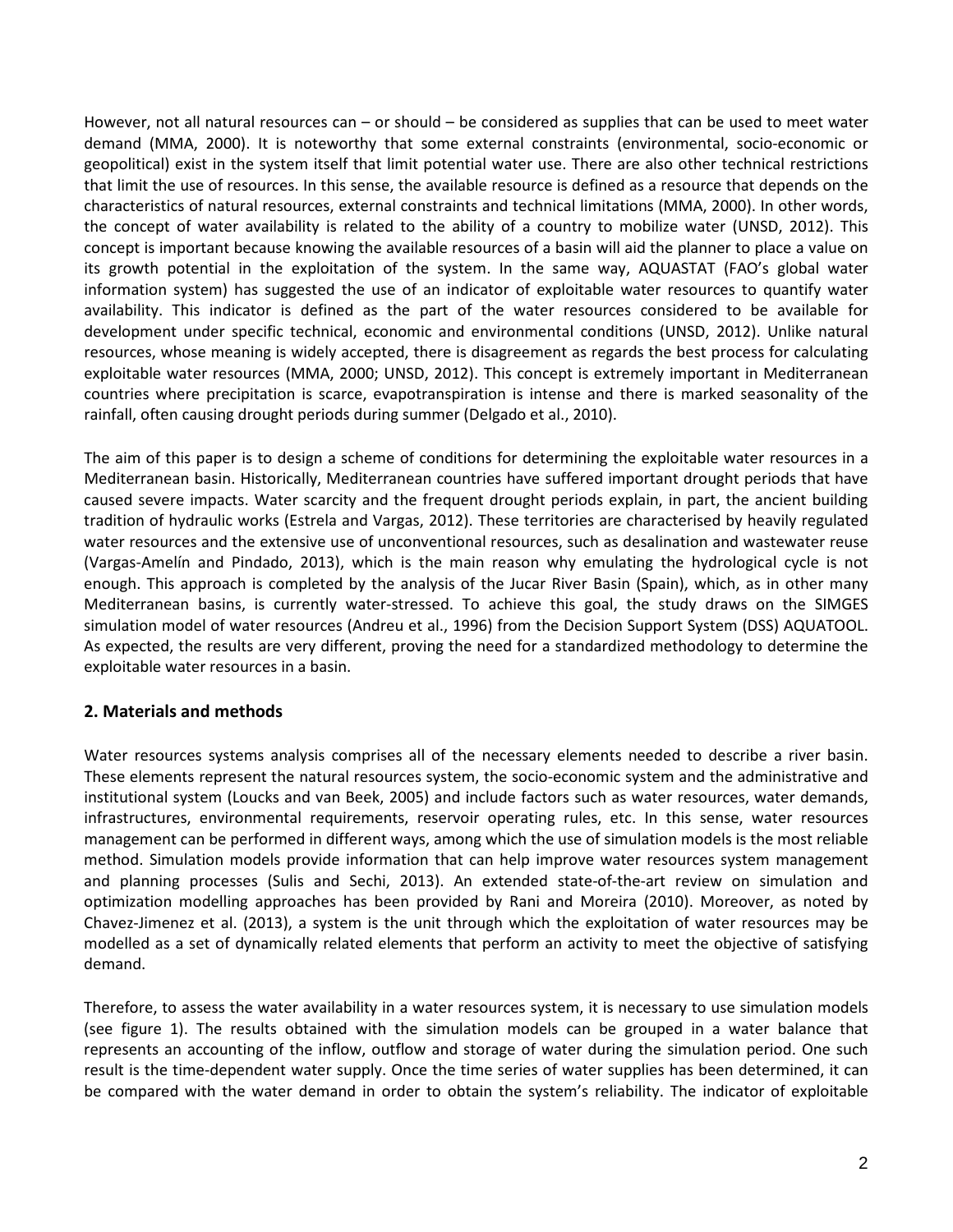However, not all natural resources can – or should – be considered as supplies that can be used to meet water demand (MMA, 2000). It is noteworthy that some external constraints (environmental, socio-economic or geopolitical) exist in the system itself that limit potential water use. There are also other technical restrictions that limit the use of resources. In this sense, the available resource is defined as a resource that depends on the characteristics of natural resources, external constraints and technical limitations (MMA, 2000). In other words, the concept of water availability is related to the ability of a country to mobilize water (UNSD, 2012). This concept is important because knowing the available resources of a basin will aid the planner to place a value on its growth potential in the exploitation of the system. In the same way, AQUASTAT (FAO's global water information system) has suggested the use of an indicator of exploitable water resources to quantify water availability. This indicator is defined as the part of the water resources considered to be available for development under specific technical, economic and environmental conditions (UNSD, 2012). Unlike natural resources, whose meaning is widely accepted, there is disagreement as regards the best process for calculating exploitable water resources (MMA, 2000; UNSD, 2012). This concept is extremely important in Mediterranean countries where precipitation is scarce, evapotranspiration is intense and there is marked seasonality of the rainfall, often causing drought periods during summer (Delgado et al., 2010).

The aim of this paper is to design a scheme of conditions for determining the exploitable water resources in a Mediterranean basin. Historically, Mediterranean countries have suffered important drought periods that have caused severe impacts. Water scarcity and the frequent drought periods explain, in part, the ancient building tradition of hydraulic works (Estrela and Vargas, 2012). These territories are characterised by heavily regulated water resources and the extensive use of unconventional resources, such as desalination and wastewater reuse (Vargas-Amelín and Pindado, 2013), which is the main reason why emulating the hydrological cycle is not enough. This approach is completed by the analysis of the Jucar River Basin (Spain), which, as in other many Mediterranean basins, is currently water-stressed. To achieve this goal, the study draws on the SIMGES simulation model of water resources (Andreu et al., 1996) from the Decision Support System (DSS) AQUATOOL. As expected, the results are very different, proving the need for a standardized methodology to determine the exploitable water resources in a basin.

## 2. Materials and methods

Water resources systems analysis comprises all of the necessary elements needed to describe a river basin. These elements represent the natural resources system, the socio-economic system and the administrative and institutional system (Loucks and van Beek, 2005) and include factors such as water resources, water demands, infrastructures, environmental requirements, reservoir operating rules, etc. In this sense, water resources management can be performed in different ways, among which the use of simulation models is the most reliable method. Simulation models provide information that can help improve water resources system management and planning processes (Sulis and Sechi, 2013). An extended state-of-the-art review on simulation and optimization modelling approaches has been provided by Rani and Moreira (2010). Moreover, as noted by Chavez-Jimenez et al. (2013), a system is the unit through which the exploitation of water resources may be modelled as a set of dynamically related elements that perform an activity to meet the objective of satisfying demand.

Therefore, to assess the water availability in a water resources system, it is necessary to use simulation models (see figure 1). The results obtained with the simulation models can be grouped in a water balance that represents an accounting of the inflow, outflow and storage of water during the simulation period. One such result is the time-dependent water supply. Once the time series of water supplies has been determined, it can be compared with the water demand in order to obtain the system's reliability. The indicator of exploitable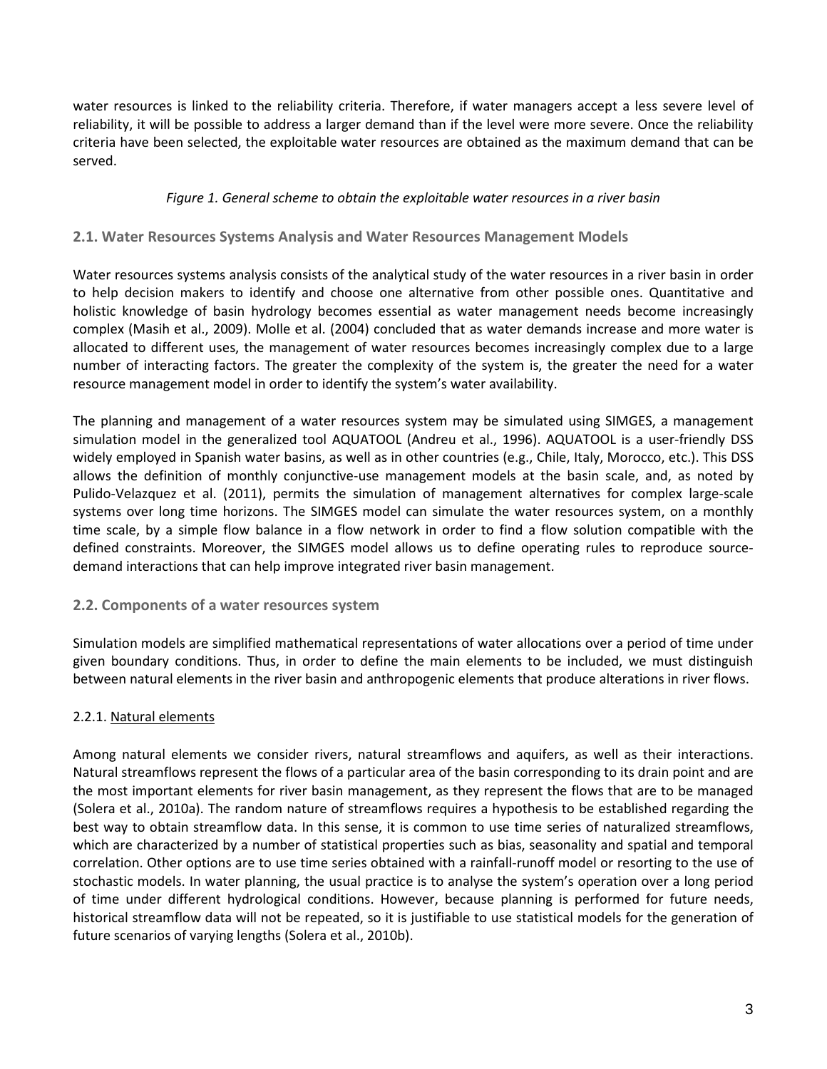water resources is linked to the reliability criteria. Therefore, if water managers accept a less severe level of reliability, it will be possible to address a larger demand than if the level were more severe. Once the reliability criteria have been selected, the exploitable water resources are obtained as the maximum demand that can be served.

*Figure 1. General scheme to obtain the exploitable water resources in a river basin*

## 2.1. Water Resources Systems Analysis and Water Resources Management Models

Water resources systems analysis consists of the analytical study of the water resources in a river basin in order to help decision makers to identify and choose one alternative from other possible ones. Quantitative and holistic knowledge of basin hydrology becomes essential as water management needs become increasingly complex (Masih et al., 2009). Molle et al. (2004) concluded that as water demands increase and more water is allocated to different uses, the management of water resources becomes increasingly complex due to a large number of interacting factors. The greater the complexity of the system is, the greater the need for a water resource management model in order to identify the system's water availability.

The planning and management of a water resources system may be simulated using SIMGES, a management simulation model in the generalized tool AQUATOOL (Andreu et al., 1996). AQUATOOL is a user-friendly DSS widely employed in Spanish water basins, as well as in other countries (e.g., Chile, Italy, Morocco, etc.). This DSS allows the definition of monthly conjunctive-use management models at the basin scale, and, as noted by Pulido-Velazquez et al. (2011), permits the simulation of management alternatives for complex large-scale systems over long time horizons. The SIMGES model can simulate the water resources system, on a monthly time scale, by a simple flow balance in a flow network in order to find a flow solution compatible with the defined constraints. Moreover, the SIMGES model allows us to define operating rules to reproduce source-demand interactions that can help improve integrated river basin management.

## 2.2. Components of a water resources system

Simulation models are simplified mathematical representations of water allocations over a period of time under given boundary conditions. Thus, in order to define the main elements to be included, we must distinguish between natural elements in the river basin and anthropogenic elements that produce alterations in river flows.

### 2.2.1. Natural elements

Among natural elements we consider rivers, natural streamflows and aquifers, as well as their interactions. Natural streamflows represent the flows of a particular area of the basin corresponding to its drain point and are the most important elements for river basin management, as they represent the flows that are to be managed (Solera et al., 2010a). The random nature of streamflows requires a hypothesis to be established regarding the best way to obtain streamflow data. In this sense, it is common to use time series of naturalized streamflows, which are characterized by a number of statistical properties such as bias, seasonality and spatial and temporal correlation. Other options are to use time series obtained with a rainfall-runoff model or resorting to the use of stochastic models. In water planning, the usual practice is to analyse the system's operation over a long period of time under different hydrological conditions. However, because planning is performed for future needs, historical streamflow data will not be repeated, so it is justifiable to use statistical models for the generation of future scenarios of varying lengths (Solera et al., 2010b).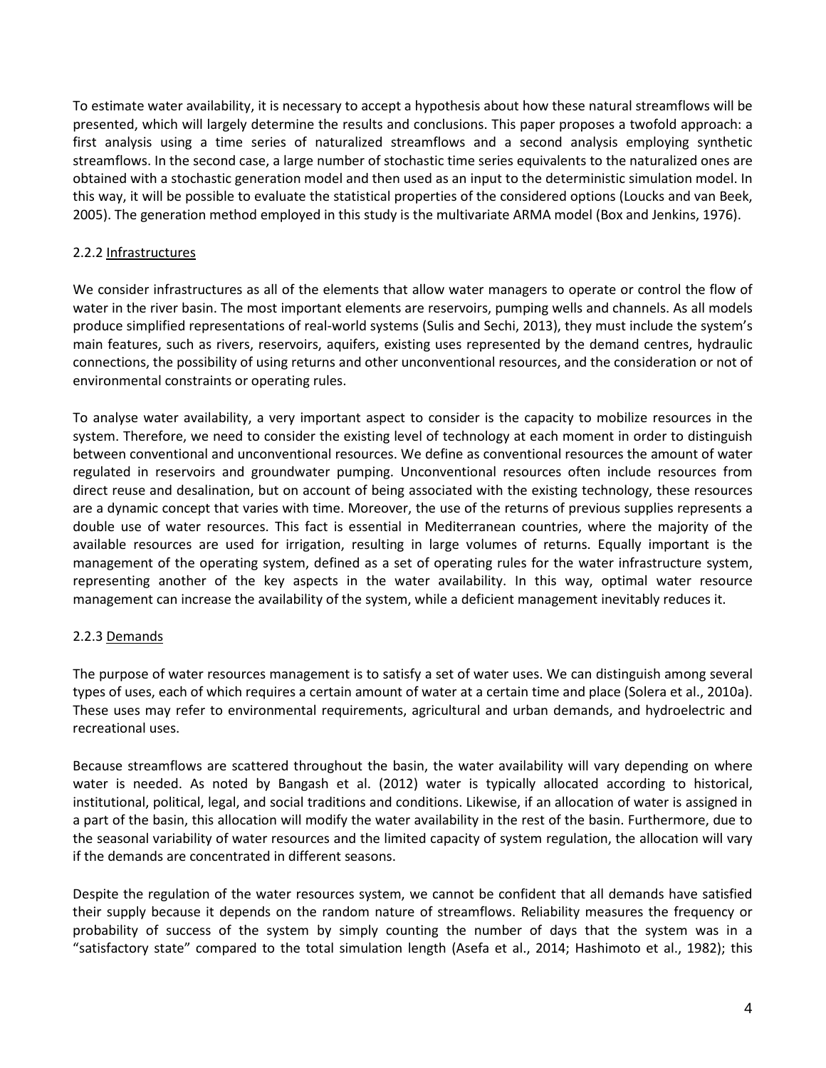To estimate water availability, it is necessary to accept a hypothesis about how these natural streamflows will be presented, which will largely determine the results and conclusions. This paper proposes a twofold approach: a first analysis using a time series of naturalized streamflows and a second analysis employing synthetic streamflows. In the second case, a large number of stochastic time series equivalents to the naturalized ones are obtained with a stochastic generation model and then used as an input to the deterministic simulation model. In this way, it will be possible to evaluate the statistical properties of the considered options (Loucks and van Beek, 2005). The generation method employed in this study is the multivariate ARMA model (Box and Jenkins, 1976).

### 2.2.2 Infrastructures

We consider infrastructures as all of the elements that allow water managers to operate or control the flow of water in the river basin. The most important elements are reservoirs, pumping wells and channels. As all models produce simplified representations of real-world systems (Sulis and Sechi, 2013), they must include the system's main features, such as rivers, reservoirs, aquifers, existing uses represented by the demand centres, hydraulic connections, the possibility of using returns and other unconventional resources, and the consideration or not of environmental constraints or operating rules.

To analyse water availability, a very important aspect to consider is the capacity to mobilize resources in the system. Therefore, we need to consider the existing level of technology at each moment in order to distinguish between conventional and unconventional resources. We define as conventional resources the amount of water regulated in reservoirs and groundwater pumping. Unconventional resources often include resources from direct reuse and desalination, but on account of being associated with the existing technology, these resources are a dynamic concept that varies with time. Moreover, the use of the returns of previous supplies represents a double use of water resources. This fact is essential in Mediterranean countries, where the majority of the available resources are used for irrigation, resulting in large volumes of returns. Equally important is the management of the operating system, defined as a set of operating rules for the water infrastructure system, representing another of the key aspects in the water availability. In this way, optimal water resource management can increase the availability of the system, while a deficient management inevitably reduces it.

### 2.2.3 Demands

The purpose of water resources management is to satisfy a set of water uses. We can distinguish among several types of uses, each of which requires a certain amount of water at a certain time and place (Solera et al., 2010a). These uses may refer to environmental requirements, agricultural and urban demands, and hydroelectric and recreational uses.

Because streamflows are scattered throughout the basin, the water availability will vary depending on where water is needed. As noted by Bangash et al. (2012) water is typically allocated according to historical, institutional, political, legal, and social traditions and conditions. Likewise, if an allocation of water is assigned in a part of the basin, this allocation will modify the water availability in the rest of the basin. Furthermore, due to the seasonal variability of water resources and the limited capacity of system regulation, the allocation will vary if the demands are concentrated in different seasons.

Despite the regulation of the water resources system, we cannot be confident that all demands have satisfied their supply because it depends on the random nature of streamflows. Reliability measures the frequency or probability of success of the system by simply counting the number of days that the system was in a "satisfactory state" compared to the total simulation length (Asefa et al., 2014; Hashimoto et al., 1982); this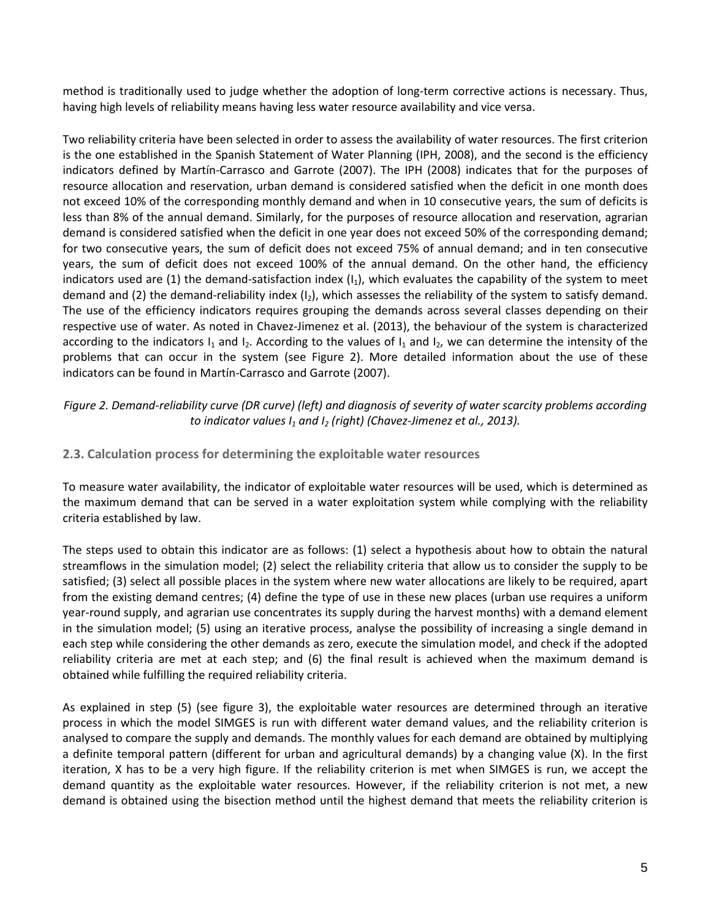method is traditionally used to judge whether the adoption of long-term corrective actions is necessary. Thus, having high levels of reliability means having less water resource availability and vice versa.

Two reliability criteria have been selected in order to assess the availability of water resources. The first criterion is the one established in the Spanish Statement of Water Planning (IPH, 2008), and the second is the efficiency indicators defined by Martín-Carrasco and Garrote (2007). The IPH (2008) indicates that for the purposes of resource allocation and reservation, urban demand is considered satisfied when the deficit in one month does not exceed 10% of the corresponding monthly demand and when in 10 consecutive years, the sum of deficits is less than 8% of the annual demand. Similarly, for the purposes of resource allocation and reservation, agrarian demand is considered satisfied when the deficit in one year does not exceed 50% of the corresponding demand; for two consecutive years, the sum of deficit does not exceed 75% of annual demand; and in ten consecutive years, the sum of deficit does not exceed 100% of the annual demand. On the other hand, the efficiency indicators used are (1) the demand-satisfaction index ($I_1$), which evaluates the capability of the system to meet demand and (2) the demand-reliability index ($I_2$), which assesses the reliability of the system to satisfy demand. The use of the efficiency indicators requires grouping the demands across several classes depending on their respective use of water. As noted in Chavez-Jimenez et al. (2013), the behaviour of the system is characterized according to the indicators $I_1$ and $I_2$. According to the values of $I_1$ and $I_2$, we can determine the intensity of the problems that can occur in the system (see Figure 2). More detailed information about the use of these indicators can be found in Martín-Carrasco and Garrote (2007).

*Figure 2. Demand-reliability curve (DR curve) (left) and diagnosis of severity of water scarcity problems according to indicator values $I_1$ and $I_2$ (right) (Chavez-Jimenez et al., 2013).*

## 2.3. Calculation process for determining the exploitable water resources

To measure water availability, the indicator of exploitable water resources will be used, which is determined as the maximum demand that can be served in a water exploitation system while complying with the reliability criteria established by law.

The steps used to obtain this indicator are as follows: (1) select a hypothesis about how to obtain the natural streamflows in the simulation model; (2) select the reliability criteria that allow us to consider the supply to be satisfied; (3) select all possible places in the system where new water allocations are likely to be required, apart from the existing demand centres; (4) define the type of use in these new places (urban use requires a uniform year-round supply, and agrarian use concentrates its supply during the harvest months) with a demand element in the simulation model; (5) using an iterative process, analyse the possibility of increasing a single demand in each step while considering the other demands as zero, execute the simulation model, and check if the adopted reliability criteria are met at each step; and (6) the final result is achieved when the maximum demand is obtained while fulfilling the required reliability criteria.

As explained in step (5) (see figure 3), the exploitable water resources are determined through an iterative process in which the model SIMGES is run with different water demand values, and the reliability criterion is analysed to compare the supply and demands. The monthly values for each demand are obtained by multiplying a definite temporal pattern (different for urban and agricultural demands) by a changing value (X). In the first iteration, X has to be a very high figure. If the reliability criterion is met when SIMGES is run, we accept the demand quantity as the exploitable water resources. However, if the reliability criterion is not met, a new demand is obtained using the bisection method until the highest demand that meets the reliability criterion is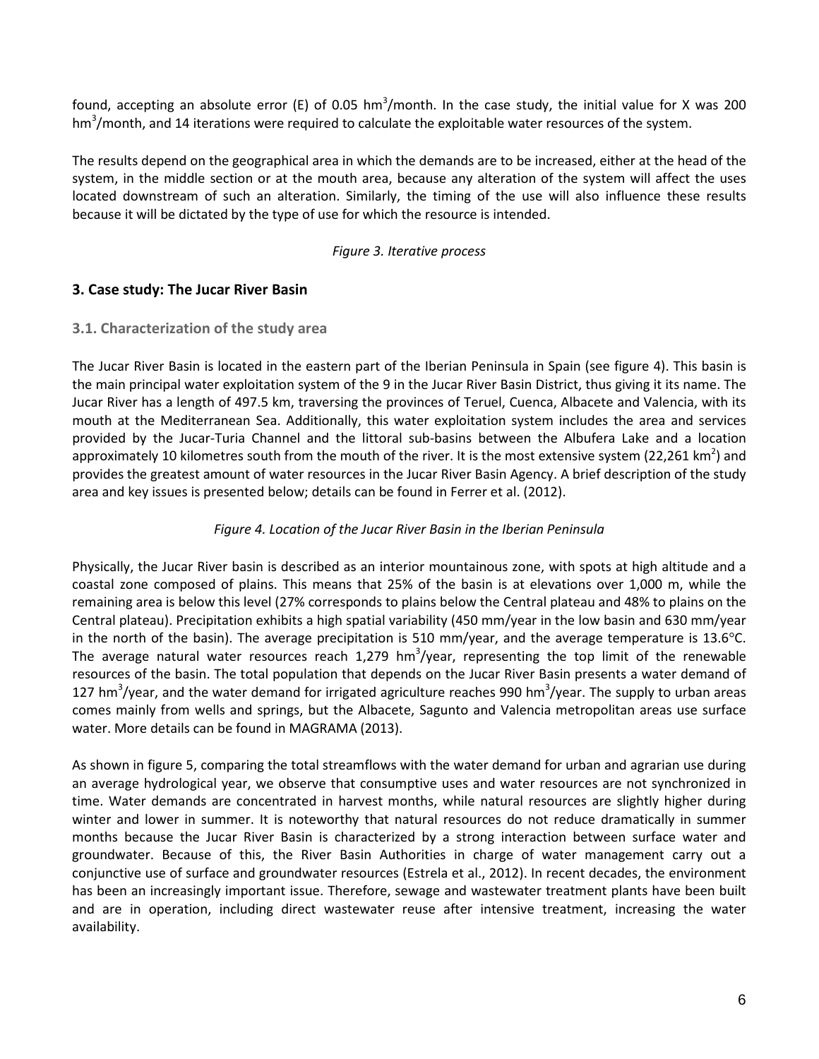found, accepting an absolute error (E) of 0.05 $hm^3$/month. In the case study, the initial value for X was 200 $hm^3$/month, and 14 iterations were required to calculate the exploitable water resources of the system.

The results depend on the geographical area in which the demands are to be increased, either at the head of the system, in the middle section or at the mouth area, because any alteration of the system will affect the uses located downstream of such an alteration. Similarly, the timing of the use will also influence these results because it will be dictated by the type of use for which the resource is intended.

*Figure 3. Iterative process*

## 3. Case study: The Jucar River Basin

### 3.1. Characterization of the study area

The Jucar River Basin is located in the eastern part of the Iberian Peninsula in Spain (see figure 4). This basin is the main principal water exploitation system of the 9 in the Jucar River Basin District, thus giving it its name. The Jucar River has a length of 497.5 km, traversing the provinces of Teruel, Cuenca, Albacete and Valencia, with its mouth at the Mediterranean Sea. Additionally, this water exploitation system includes the area and services provided by the Jucar-Turia Channel and the littoral sub-basins between the Albufera Lake and a location approximately 10 kilometres south from the mouth of the river. It is the most extensive system (22,261 $km^2$) and provides the greatest amount of water resources in the Jucar River Basin Agency. A brief description of the study area and key issues is presented below; details can be found in Ferrer et al. (2012).

*Figure 4. Location of the Jucar River Basin in the Iberian Peninsula*

Physically, the Jucar River basin is described as an interior mountainous zone, with spots at high altitude and a coastal zone composed of plains. This means that 25% of the basin is at elevations over 1,000 m, while the remaining area is below this level (27% corresponds to plains below the Central plateau and 48% to plains on the Central plateau). Precipitation exhibits a high spatial variability (450 mm/year in the low basin and 630 mm/year in the north of the basin). The average precipitation is 510 mm/year, and the average temperature is 13.6°C. The average natural water resources reach 1,279 $hm^3$/year, representing the top limit of the renewable resources of the basin. The total population that depends on the Jucar River Basin presents a water demand of 127 $hm^3$/year, and the water demand for irrigated agriculture reaches 990 $hm^3$/year. The supply to urban areas comes mainly from wells and springs, but the Albacete, Sagunto and Valencia metropolitan areas use surface water. More details can be found in MAGRAMA (2013).

As shown in figure 5, comparing the total streamflows with the water demand for urban and agrarian use during an average hydrological year, we observe that consumptive uses and water resources are not synchronized in time. Water demands are concentrated in harvest months, while natural resources are slightly higher during winter and lower in summer. It is noteworthy that natural resources do not reduce dramatically in summer months because the Jucar River Basin is characterized by a strong interaction between surface water and groundwater. Because of this, the River Basin Authorities in charge of water management carry out a conjunctive use of surface and groundwater resources (Estrela et al., 2012). In recent decades, the environment has been an increasingly important issue. Therefore, sewage and wastewater treatment plants have been built and are in operation, including direct wastewater reuse after intensive treatment, increasing the water availability.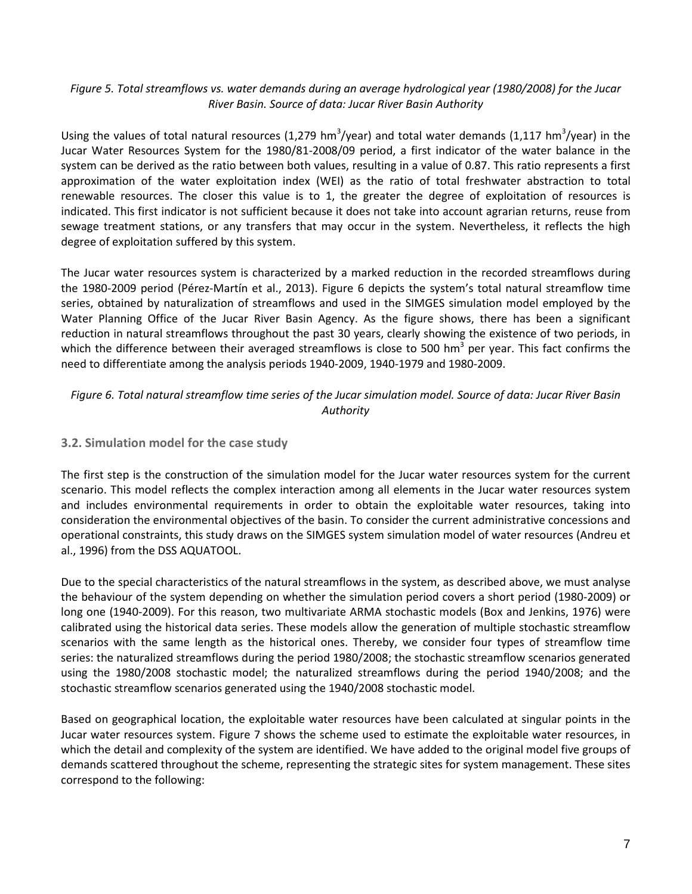*Figure 5. Total streamflows vs. water demands during an average hydrological year (1980/2008) for the Jucar River Basin. Source of data: Jucar River Basin Authority*

Using the values of total natural resources (1,279 $hm^3$/year) and total water demands (1,117 $hm^3$/year) in the Jucar Water Resources System for the 1980/81-2008/09 period, a first indicator of the water balance in the system can be derived as the ratio between both values, resulting in a value of 0.87. This ratio represents a first approximation of the water exploitation index (WEI) as the ratio of total freshwater abstraction to total renewable resources. The closer this value is to 1, the greater the degree of exploitation of resources is indicated. This first indicator is not sufficient because it does not take into account agrarian returns, reuse from sewage treatment stations, or any transfers that may occur in the system. Nevertheless, it reflects the high degree of exploitation suffered by this system.

The Jucar water resources system is characterized by a marked reduction in the recorded streamflows during the 1980-2009 period (Pérez-Martín et al., 2013). Figure 6 depicts the system's total natural streamflow time series, obtained by naturalization of streamflows and used in the SIMGES simulation model employed by the Water Planning Office of the Jucar River Basin Agency. As the figure shows, there has been a significant reduction in natural streamflows throughout the past 30 years, clearly showing the existence of two periods, in which the difference between their averaged streamflows is close to 500 $hm^3$ per year. This fact confirms the need to differentiate among the analysis periods 1940-2009, 1940-1979 and 1980-2009.

*Figure 6. Total natural streamflow time series of the Jucar simulation model. Source of data: Jucar River Basin Authority*

### 3.2. Simulation model for the case study

The first step is the construction of the simulation model for the Jucar water resources system for the current scenario. This model reflects the complex interaction among all elements in the Jucar water resources system and includes environmental requirements in order to obtain the exploitable water resources, taking into consideration the environmental objectives of the basin. To consider the current administrative concessions and operational constraints, this study draws on the SIMGES system simulation model of water resources (Andreu et al., 1996) from the DSS AQUATOOL.

Due to the special characteristics of the natural streamflows in the system, as described above, we must analyse the behaviour of the system depending on whether the simulation period covers a short period (1980-2009) or long one (1940-2009). For this reason, two multivariate ARMA stochastic models (Box and Jenkins, 1976) were calibrated using the historical data series. These models allow the generation of multiple stochastic streamflow scenarios with the same length as the historical ones. Thereby, we consider four types of streamflow time series: the naturalized streamflows during the period 1980/2008; the stochastic streamflow scenarios generated using the 1980/2008 stochastic model; the naturalized streamflows during the period 1940/2008; and the stochastic streamflow scenarios generated using the 1940/2008 stochastic model.

Based on geographical location, the exploitable water resources have been calculated at singular points in the Jucar water resources system. Figure 7 shows the scheme used to estimate the exploitable water resources, in which the detail and complexity of the system are identified. We have added to the original model five groups of demands scattered throughout the scheme, representing the strategic sites for system management. These sites correspond to the following: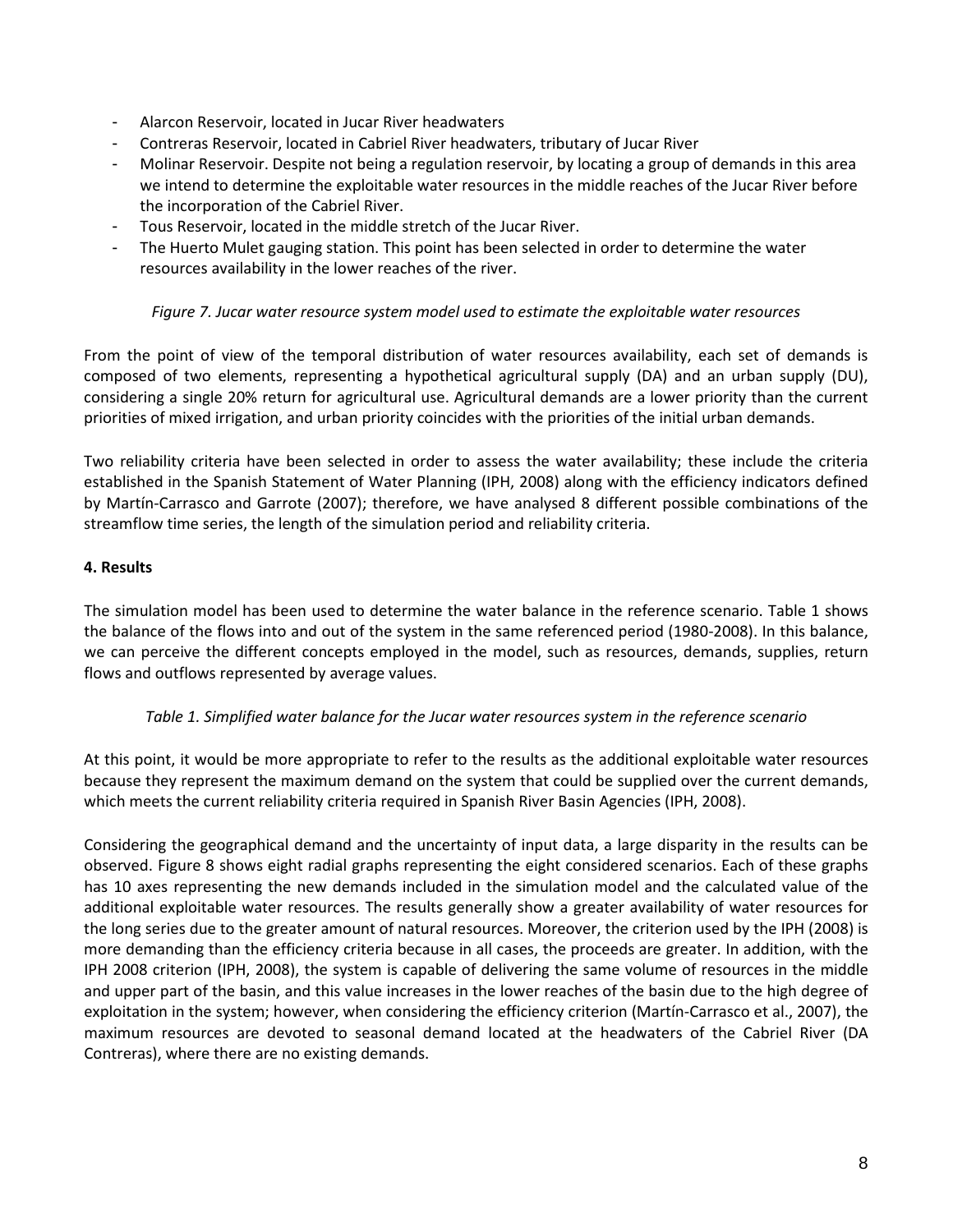- Alarcon Reservoir, located in Jucar River headwaters
- Contreras Reservoir, located in Cabriel River headwaters, tributary of Jucar River
- Molinar Reservoir. Despite not being a regulation reservoir, by locating a group of demands in this area we intend to determine the exploitable water resources in the middle reaches of the Jucar River before the incorporation of the Cabriel River.
- Tous Reservoir, located in the middle stretch of the Jucar River.
- The Huerto Mulet gauging station. This point has been selected in order to determine the water resources availability in the lower reaches of the river.

*Figure 7. Jucar water resource system model used to estimate the exploitable water resources*

From the point of view of the temporal distribution of water resources availability, each set of demands is composed of two elements, representing a hypothetical agricultural supply (DA) and an urban supply (DU), considering a single 20% return for agricultural use. Agricultural demands are a lower priority than the current priorities of mixed irrigation, and urban priority coincides with the priorities of the initial urban demands.

Two reliability criteria have been selected in order to assess the water availability; these include the criteria established in the Spanish Statement of Water Planning (IPH, 2008) along with the efficiency indicators defined by Martín-Carrasco and Garrote (2007); therefore, we have analysed 8 different possible combinations of the streamflow time series, the length of the simulation period and reliability criteria.

**4. Results**

The simulation model has been used to determine the water balance in the reference scenario. Table 1 shows the balance of the flows into and out of the system in the same referenced period (1980-2008). In this balance, we can perceive the different concepts employed in the model, such as resources, demands, supplies, return flows and outflows represented by average values.

*Table 1. Simplified water balance for the Jucar water resources system in the reference scenario*

At this point, it would be more appropriate to refer to the results as the additional exploitable water resources because they represent the maximum demand on the system that could be supplied over the current demands, which meets the current reliability criteria required in Spanish River Basin Agencies (IPH, 2008).

Considering the geographical demand and the uncertainty of input data, a large disparity in the results can be observed. Figure 8 shows eight radial graphs representing the eight considered scenarios. Each of these graphs has 10 axes representing the new demands included in the simulation model and the calculated value of the additional exploitable water resources. The results generally show a greater availability of water resources for the long series due to the greater amount of natural resources. Moreover, the criterion used by the IPH (2008) is more demanding than the efficiency criteria because in all cases, the proceeds are greater. In addition, with the IPH 2008 criterion (IPH, 2008), the system is capable of delivering the same volume of resources in the middle and upper part of the basin, and this value increases in the lower reaches of the basin due to the high degree of exploitation in the system; however, when considering the efficiency criterion (Martín-Carrasco et al., 2007), the maximum resources are devoted to seasonal demand located at the headwaters of the Cabriel River (DA Contreras), where there are no existing demands.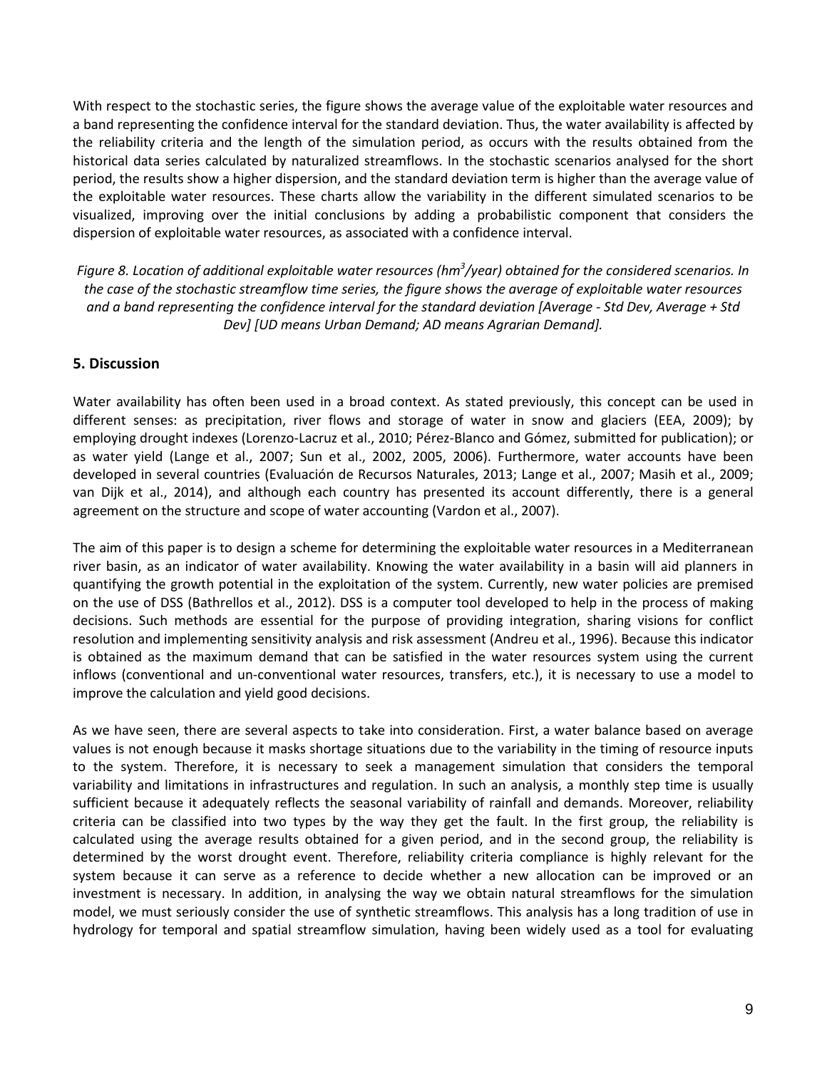With respect to the stochastic series, the figure shows the average value of the exploitable water resources and a band representing the confidence interval for the standard deviation. Thus, the water availability is affected by the reliability criteria and the length of the simulation period, as occurs with the results obtained from the historical data series calculated by naturalized streamflows. In the stochastic scenarios analysed for the short period, the results show a higher dispersion, and the standard deviation term is higher than the average value of the exploitable water resources. These charts allow the variability in the different simulated scenarios to be visualized, improving over the initial conclusions by adding a probabilistic component that considers the dispersion of exploitable water resources, as associated with a confidence interval.

*Figure 8. Location of additional exploitable water resources (hm$^3$/year) obtained for the considered scenarios. In the case of the stochastic streamflow time series, the figure shows the average of exploitable water resources and a band representing the confidence interval for the standard deviation [Average - Std Dev, Average + Std Dev] [UD means Urban Demand; AD means Agrarian Demand].*

## 5. Discussion

Water availability has often been used in a broad context. As stated previously, this concept can be used in different senses: as precipitation, river flows and storage of water in snow and glaciers (EEA, 2009); by employing drought indexes (Lorenzo-Lacruz et al., 2010; Pérez-Blanco and Gómez, submitted for publication); or as water yield (Lange et al., 2007; Sun et al., 2002, 2005, 2006). Furthermore, water accounts have been developed in several countries (Evaluación de Recursos Naturales, 2013; Lange et al., 2007; Masih et al., 2009; van Dijk et al., 2014), and although each country has presented its account differently, there is a general agreement on the structure and scope of water accounting (Vardon et al., 2007).

The aim of this paper is to design a scheme for determining the exploitable water resources in a Mediterranean river basin, as an indicator of water availability. Knowing the water availability in a basin will aid planners in quantifying the growth potential in the exploitation of the system. Currently, new water policies are premised on the use of DSS (Bathrellos et al., 2012). DSS is a computer tool developed to help in the process of making decisions. Such methods are essential for the purpose of providing integration, sharing visions for conflict resolution and implementing sensitivity analysis and risk assessment (Andreu et al., 1996). Because this indicator is obtained as the maximum demand that can be satisfied in the water resources system using the current inflows (conventional and un-conventional water resources, transfers, etc.), it is necessary to use a model to improve the calculation and yield good decisions.

As we have seen, there are several aspects to take into consideration. First, a water balance based on average values is not enough because it masks shortage situations due to the variability in the timing of resource inputs to the system. Therefore, it is necessary to seek a management simulation that considers the temporal variability and limitations in infrastructures and regulation. In such an analysis, a monthly step time is usually sufficient because it adequately reflects the seasonal variability of rainfall and demands. Moreover, reliability criteria can be classified into two types by the way they get the fault. In the first group, the reliability is calculated using the average results obtained for a given period, and in the second group, the reliability is determined by the worst drought event. Therefore, reliability criteria compliance is highly relevant for the system because it can serve as a reference to decide whether a new allocation can be improved or an investment is necessary. In addition, in analysing the way we obtain natural streamflows for the simulation model, we must seriously consider the use of synthetic streamflows. This analysis has a long tradition of use in hydrology for temporal and spatial streamflow simulation, having been widely used as a tool for evaluating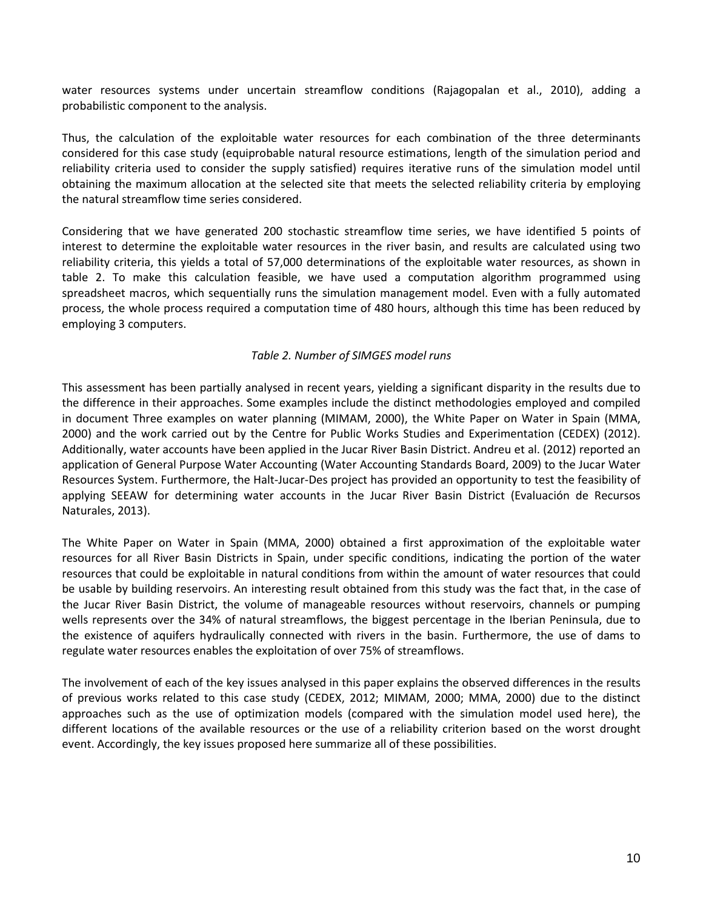water resources systems under uncertain streamflow conditions (Rajagopalan et al., 2010), adding a probabilistic component to the analysis.

Thus, the calculation of the exploitable water resources for each combination of the three determinants considered for this case study (equiprobable natural resource estimations, length of the simulation period and reliability criteria used to consider the supply satisfied) requires iterative runs of the simulation model until obtaining the maximum allocation at the selected site that meets the selected reliability criteria by employing the natural streamflow time series considered.

Considering that we have generated 200 stochastic streamflow time series, we have identified 5 points of interest to determine the exploitable water resources in the river basin, and results are calculated using two reliability criteria, this yields a total of 57,000 determinations of the exploitable water resources, as shown in table 2. To make this calculation feasible, we have used a computation algorithm programmed using spreadsheet macros, which sequentially runs the simulation management model. Even with a fully automated process, the whole process required a computation time of 480 hours, although this time has been reduced by employing 3 computers.

*Table 2. Number of SIMGES model runs*

This assessment has been partially analysed in recent years, yielding a significant disparity in the results due to the difference in their approaches. Some examples include the distinct methodologies employed and compiled in document Three examples on water planning (MIMAM, 2000), the White Paper on Water in Spain (MMA, 2000) and the work carried out by the Centre for Public Works Studies and Experimentation (CEDEX) (2012). Additionally, water accounts have been applied in the Jucar River Basin District. Andreu et al. (2012) reported an application of General Purpose Water Accounting (Water Accounting Standards Board, 2009) to the Jucar Water Resources System. Furthermore, the Halt-Jucar-Des project has provided an opportunity to test the feasibility of applying SEEAW for determining water accounts in the Jucar River Basin District (Evaluación de Recursos Naturales, 2013).

The White Paper on Water in Spain (MMA, 2000) obtained a first approximation of the exploitable water resources for all River Basin Districts in Spain, under specific conditions, indicating the portion of the water resources that could be exploitable in natural conditions from within the amount of water resources that could be usable by building reservoirs. An interesting result obtained from this study was the fact that, in the case of the Jucar River Basin District, the volume of manageable resources without reservoirs, channels or pumping wells represents over the 34% of natural streamflows, the biggest percentage in the Iberian Peninsula, due to the existence of aquifers hydraulically connected with rivers in the basin. Furthermore, the use of dams to regulate water resources enables the exploitation of over 75% of streamflows.

The involvement of each of the key issues analysed in this paper explains the observed differences in the results of previous works related to this case study (CEDEX, 2012; MIMAM, 2000; MMA, 2000) due to the distinct approaches such as the use of optimization models (compared with the simulation model used here), the different locations of the available resources or the use of a reliability criterion based on the worst drought event. Accordingly, the key issues proposed here summarize all of these possibilities.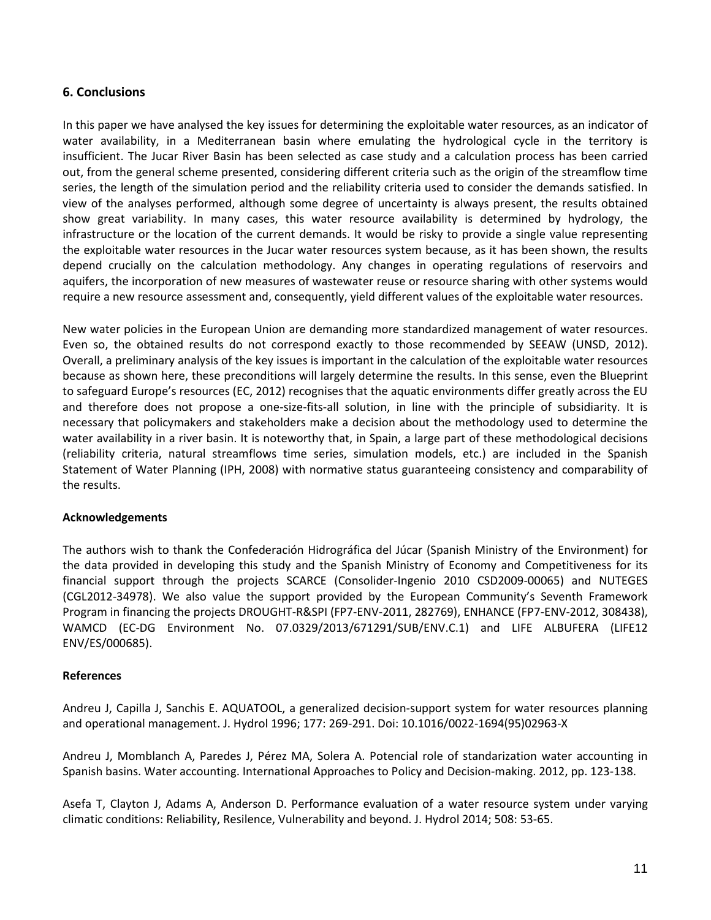## 6. Conclusions

In this paper we have analysed the key issues for determining the exploitable water resources, as an indicator of water availability, in a Mediterranean basin where emulating the hydrological cycle in the territory is insufficient. The Jucar River Basin has been selected as case study and a calculation process has been carried out, from the general scheme presented, considering different criteria such as the origin of the streamflow time series, the length of the simulation period and the reliability criteria used to consider the demands satisfied. In view of the analyses performed, although some degree of uncertainty is always present, the results obtained show great variability. In many cases, this water resource availability is determined by hydrology, the infrastructure or the location of the current demands. It would be risky to provide a single value representing the exploitable water resources in the Jucar water resources system because, as it has been shown, the results depend crucially on the calculation methodology. Any changes in operating regulations of reservoirs and aquifers, the incorporation of new measures of wastewater reuse or resource sharing with other systems would require a new resource assessment and, consequently, yield different values of the exploitable water resources.

New water policies in the European Union are demanding more standardized management of water resources. Even so, the obtained results do not correspond exactly to those recommended by SEEAW (UNSD, 2012). Overall, a preliminary analysis of the key issues is important in the calculation of the exploitable water resources because as shown here, these preconditions will largely determine the results. In this sense, even the Blueprint to safeguard Europe's resources (EC, 2012) recognises that the aquatic environments differ greatly across the EU and therefore does not propose a one-size-fits-all solution, in line with the principle of subsidiarity. It is necessary that policymakers and stakeholders make a decision about the methodology used to determine the water availability in a river basin. It is noteworthy that, in Spain, a large part of these methodological decisions (reliability criteria, natural streamflows time series, simulation models, etc.) are included in the Spanish Statement of Water Planning (IPH, 2008) with normative status guaranteeing consistency and comparability of the results.

### Acknowledgements

The authors wish to thank the Confederación Hidrográfica del Júcar (Spanish Ministry of the Environment) for the data provided in developing this study and the Spanish Ministry of Economy and Competitiveness for its financial support through the projects SCARCE (Consolider-Ingenio 2010 CSD2009-00065) and NUTEGES (CGL2012-34978). We also value the support provided by the European Community's Seventh Framework Program in financing the projects DROUGHT-R&SPI (FP7-ENV-2011, 282769), ENHANCE (FP7-ENV-2012, 308438), WAMCD (EC-DG Environment No. 07.0329/2013/671291/SUB/ENV.C.1) and LIFE ALBUFERA (LIFE12 ENV/ES/000685).

### References

Andreu J, Capilla J, Sanchis E. AQUATOOL, a generalized decision-support system for water resources planning and operational management. J. Hydrol 1996; 177: 269-291. Doi: 10.1016/0022-1694(95)02963-X

Andreu J, Momblanch A, Paredes J, Pérez MA, Solera A. Potencial role of standarization water accounting in Spanish basins. Water accounting. International Approaches to Policy and Decision-making. 2012, pp. 123-138.

Asefa T, Clayton J, Adams A, Anderson D. Performance evaluation of a water resource system under varying climatic conditions: Reliability, Resilence, Vulnerability and beyond. J. Hydrol 2014; 508: 53-65.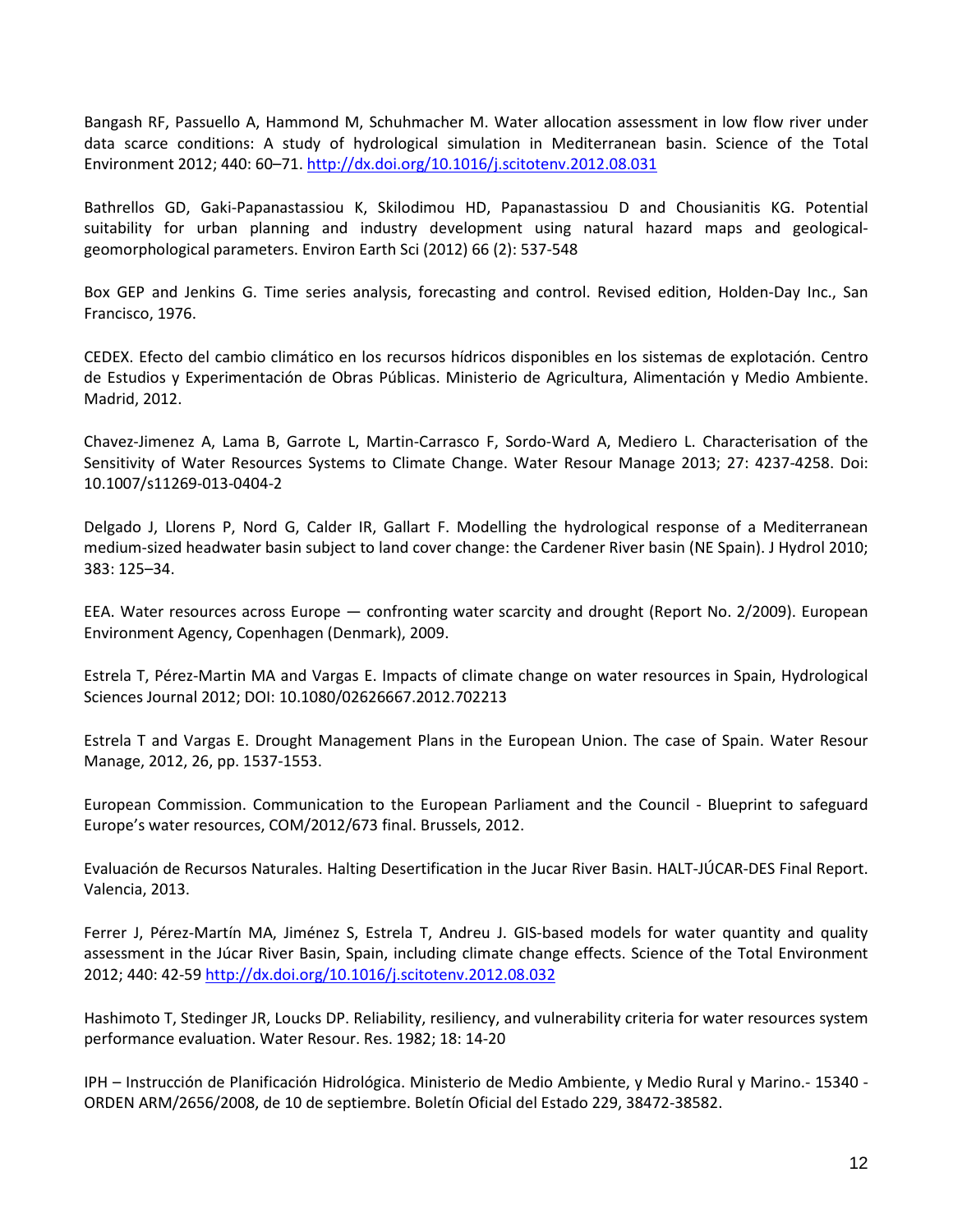Bangash RF, Passuello A, Hammond M, Schuhmacher M. Water allocation assessment in low flow river under data scarce conditions: A study of hydrological simulation in Mediterranean basin. Science of the Total Environment 2012; 440: 60–71. http://dx.doi.org/10.1016/j.scitotenv.2012.08.031

Bathrellos GD, Gaki-Papanastassiou K, Skilodimou HD, Papanastassiou D and Chousianitis KG. Potential suitability for urban planning and industry development using natural hazard maps and geological-geomorphological parameters. Environ Earth Sci (2012) 66 (2): 537-548

Box GEP and Jenkins G. Time series analysis, forecasting and control. Revised edition, Holden-Day Inc., San Francisco, 1976.

CEDEX. Efecto del cambio climático en los recursos hídricos disponibles en los sistemas de explotación. Centro de Estudios y Experimentación de Obras Públicas. Ministerio de Agricultura, Alimentación y Medio Ambiente. Madrid, 2012.

Chavez-Jimenez A, Lama B, Garrote L, Martin-Carrasco F, Sordo-Ward A, Mediero L. Characterisation of the Sensitivity of Water Resources Systems to Climate Change. Water Resour Manage 2013; 27: 4237-4258. Doi: 10.1007/s11269-013-0404-2

Delgado J, Llorens P, Nord G, Calder IR, Gallart F. Modelling the hydrological response of a Mediterranean medium-sized headwater basin subject to land cover change: the Cardener River basin (NE Spain). J Hydrol 2010; 383: 125–34.

EEA. Water resources across Europe — confronting water scarcity and drought (Report No. 2/2009). European Environment Agency, Copenhagen (Denmark), 2009.

Estrela T, Pérez-Martin MA and Vargas E. Impacts of climate change on water resources in Spain, Hydrological Sciences Journal 2012; DOI: 10.1080/02626667.2012.702213

Estrela T and Vargas E. Drought Management Plans in the European Union. The case of Spain. Water Resour Manage, 2012, 26, pp. 1537-1553.

European Commission. Communication to the European Parliament and the Council - Blueprint to safeguard Europe's water resources, COM/2012/673 final. Brussels, 2012.

Evaluación de Recursos Naturales. Halting Desertification in the Jucar River Basin. HALT-JÚCAR-DES Final Report. Valencia, 2013.

Ferrer J, Pérez-Martín MA, Jiménez S, Estrela T, Andreu J. GIS-based models for water quantity and quality assessment in the Júcar River Basin, Spain, including climate change effects. Science of the Total Environment 2012; 440: 42-59 http://dx.doi.org/10.1016/j.scitotenv.2012.08.032

Hashimoto T, Stedinger JR, Loucks DP. Reliability, resiliency, and vulnerability criteria for water resources system performance evaluation. Water Resour. Res. 1982; 18: 14-20

IPH – Instrucción de Planificación Hidrológica. Ministerio de Medio Ambiente, y Medio Rural y Marino.- 15340 - ORDEN ARM/2656/2008, de 10 de septiembre. Boletín Oficial del Estado 229, 38472-38582.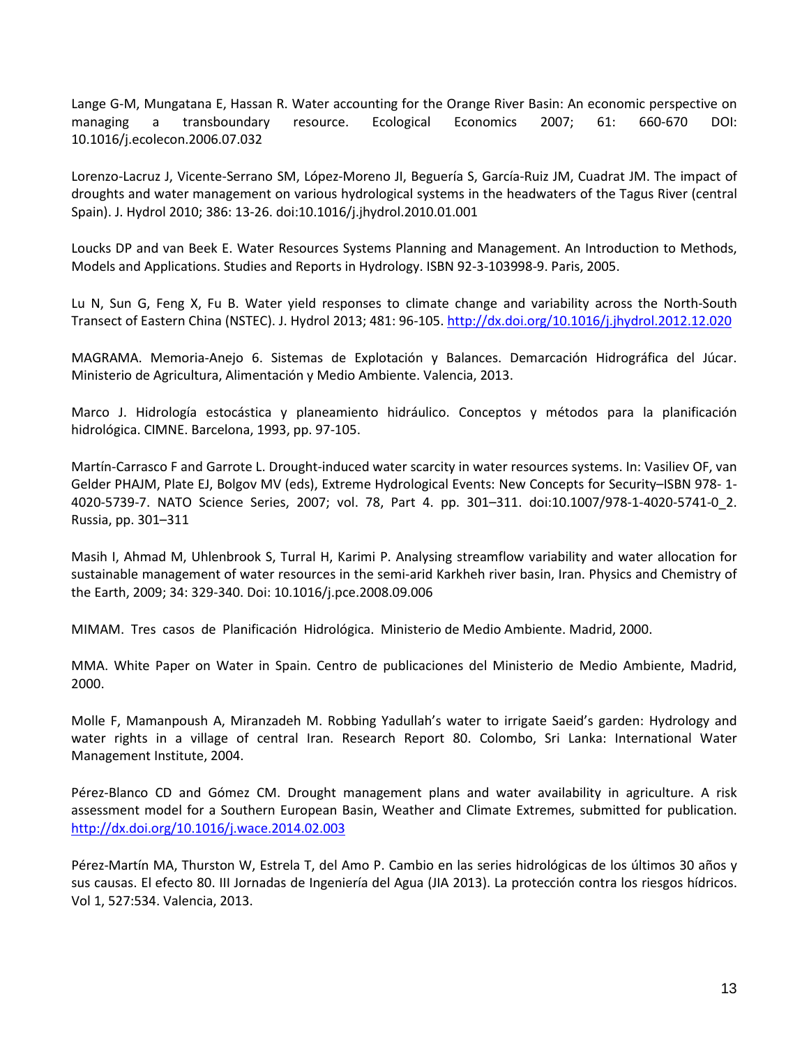Lange G-M, Mungatana E, Hassan R. Water accounting for the Orange River Basin: An economic perspective on managing a transboundary resource. Ecological Economics 2007; 61: 660-670 DOI: 10.1016/j.ecolecon.2006.07.032

Lorenzo-Lacruz J, Vicente-Serrano SM, López-Moreno JI, Beguería S, García-Ruiz JM, Cuadrat JM. The impact of droughts and water management on various hydrological systems in the headwaters of the Tagus River (central Spain). J. Hydrol 2010; 386: 13-26. doi:10.1016/j.jhydrol.2010.01.001

Loucks DP and van Beek E. Water Resources Systems Planning and Management. An Introduction to Methods, Models and Applications. Studies and Reports in Hydrology. ISBN 92-3-103998-9. Paris, 2005.

Lu N, Sun G, Feng X, Fu B. Water yield responses to climate change and variability across the North-South Transect of Eastern China (NSTEC). J. Hydrol 2013; 481: 96-105. http://dx.doi.org/10.1016/j.jhydrol.2012.12.020

MAGRAMA. Memoria-Anejo 6. Sistemas de Explotación y Balances. Demarcación Hidrográfica del Júcar. Ministerio de Agricultura, Alimentación y Medio Ambiente. Valencia, 2013.

Marco J. Hidrología estocástica y planeamiento hidráulico. Conceptos y métodos para la planificación hidrológica. CIMNE. Barcelona, 1993, pp. 97-105.

Martín-Carrasco F and Garrote L. Drought-induced water scarcity in water resources systems. In: Vasiliev OF, van Gelder PHAJM, Plate EJ, Bolgov MV (eds), Extreme Hydrological Events: New Concepts for Security–ISBN 978- 1-4020-5739-7. NATO Science Series, 2007; vol. 78, Part 4. pp. 301–311. doi:10.1007/978-1-4020-5741-0_2. Russia, pp. 301–311

Masih I, Ahmad M, Uhlenbrook S, Turral H, Karimi P. Analysing streamflow variability and water allocation for sustainable management of water resources in the semi-arid Karkheh river basin, Iran. Physics and Chemistry of the Earth, 2009; 34: 329-340. Doi: 10.1016/j.pce.2008.09.006

MIMAM. Tres casos de Planificación Hidrológica. Ministerio de Medio Ambiente. Madrid, 2000.

MMA. White Paper on Water in Spain. Centro de publicaciones del Ministerio de Medio Ambiente, Madrid, 2000.

Molle F, Mamanpoush A, Miranzadeh M. Robbing Yadullah's water to irrigate Saeid's garden: Hydrology and water rights in a village of central Iran. Research Report 80. Colombo, Sri Lanka: International Water Management Institute, 2004.

Pérez-Blanco CD and Gómez CM. Drought management plans and water availability in agriculture. A risk assessment model for a Southern European Basin, Weather and Climate Extremes, submitted for publication. http://dx.doi.org/10.1016/j.wace.2014.02.003

Pérez-Martín MA, Thurston W, Estrela T, del Amo P. Cambio en las series hidrológicas de los últimos 30 años y sus causas. El efecto 80. III Jornadas de Ingeniería del Agua (JIA 2013). La protección contra los riesgos hídricos. Vol 1, 527:534. Valencia, 2013.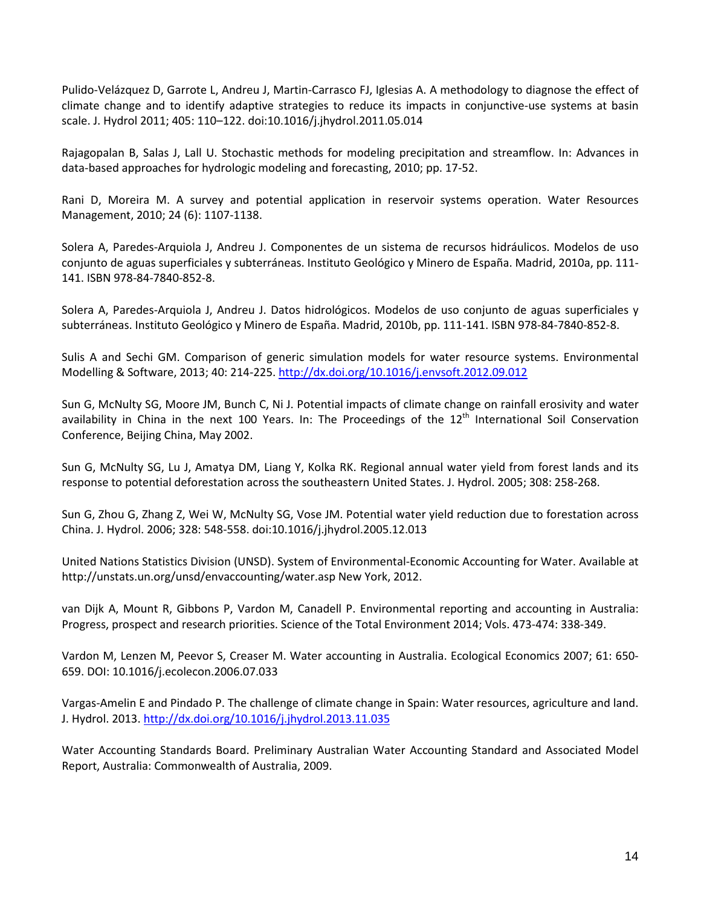Pulido-Velázquez D, Garrote L, Andreu J, Martin-Carrasco FJ, Iglesias A. A methodology to diagnose the effect of climate change and to identify adaptive strategies to reduce its impacts in conjunctive-use systems at basin scale. J. Hydrol 2011; 405: 110–122. doi:10.1016/j.jhydrol.2011.05.014

Rajagopalan B, Salas J, Lall U. Stochastic methods for modeling precipitation and streamflow. In: Advances in data-based approaches for hydrologic modeling and forecasting, 2010; pp. 17-52.

Rani D, Moreira M. A survey and potential application in reservoir systems operation. Water Resources Management, 2010; 24 (6): 1107-1138.

Solera A, Paredes-Arquiola J, Andreu J. Componentes de un sistema de recursos hidráulicos. Modelos de uso conjunto de aguas superficiales y subterráneas. Instituto Geológico y Minero de España. Madrid, 2010a, pp. 111-141. ISBN 978-84-7840-852-8.

Solera A, Paredes-Arquiola J, Andreu J. Datos hidrológicos. Modelos de uso conjunto de aguas superficiales y subterráneas. Instituto Geológico y Minero de España. Madrid, 2010b, pp. 111-141. ISBN 978-84-7840-852-8.

Sulis A and Sechi GM. Comparison of generic simulation models for water resource systems. Environmental Modelling & Software, 2013; 40: 214-225. http://dx.doi.org/10.1016/j.envsoft.2012.09.012

Sun G, McNulty SG, Moore JM, Bunch C, Ni J. Potential impacts of climate change on rainfall erosivity and water availability in China in the next 100 Years. In: The Proceedings of the 12th International Soil Conservation Conference, Beijing China, May 2002.

Sun G, McNulty SG, Lu J, Amatya DM, Liang Y, Kolka RK. Regional annual water yield from forest lands and its response to potential deforestation across the southeastern United States. J. Hydrol. 2005; 308: 258-268.

Sun G, Zhou G, Zhang Z, Wei W, McNulty SG, Vose JM. Potential water yield reduction due to forestation across China. J. Hydrol. 2006; 328: 548-558. doi:10.1016/j.jhydrol.2005.12.013

United Nations Statistics Division (UNSD). System of Environmental-Economic Accounting for Water. Available at http://unstats.un.org/unsd/envaccounting/water.asp New York, 2012.

van Dijk A, Mount R, Gibbons P, Vardon M, Canadell P. Environmental reporting and accounting in Australia: Progress, prospect and research priorities. Science of the Total Environment 2014; Vols. 473-474: 338-349.

Vardon M, Lenzen M, Peevor S, Creaser M. Water accounting in Australia. Ecological Economics 2007; 61: 650-659. DOI: 10.1016/j.ecolecon.2006.07.033

Vargas-Amelin E and Pindado P. The challenge of climate change in Spain: Water resources, agriculture and land. J. Hydrol. 2013. http://dx.doi.org/10.1016/j.jhydrol.2013.11.035

Water Accounting Standards Board. Preliminary Australian Water Accounting Standard and Associated Model Report, Australia: Commonwealth of Australia, 2009.